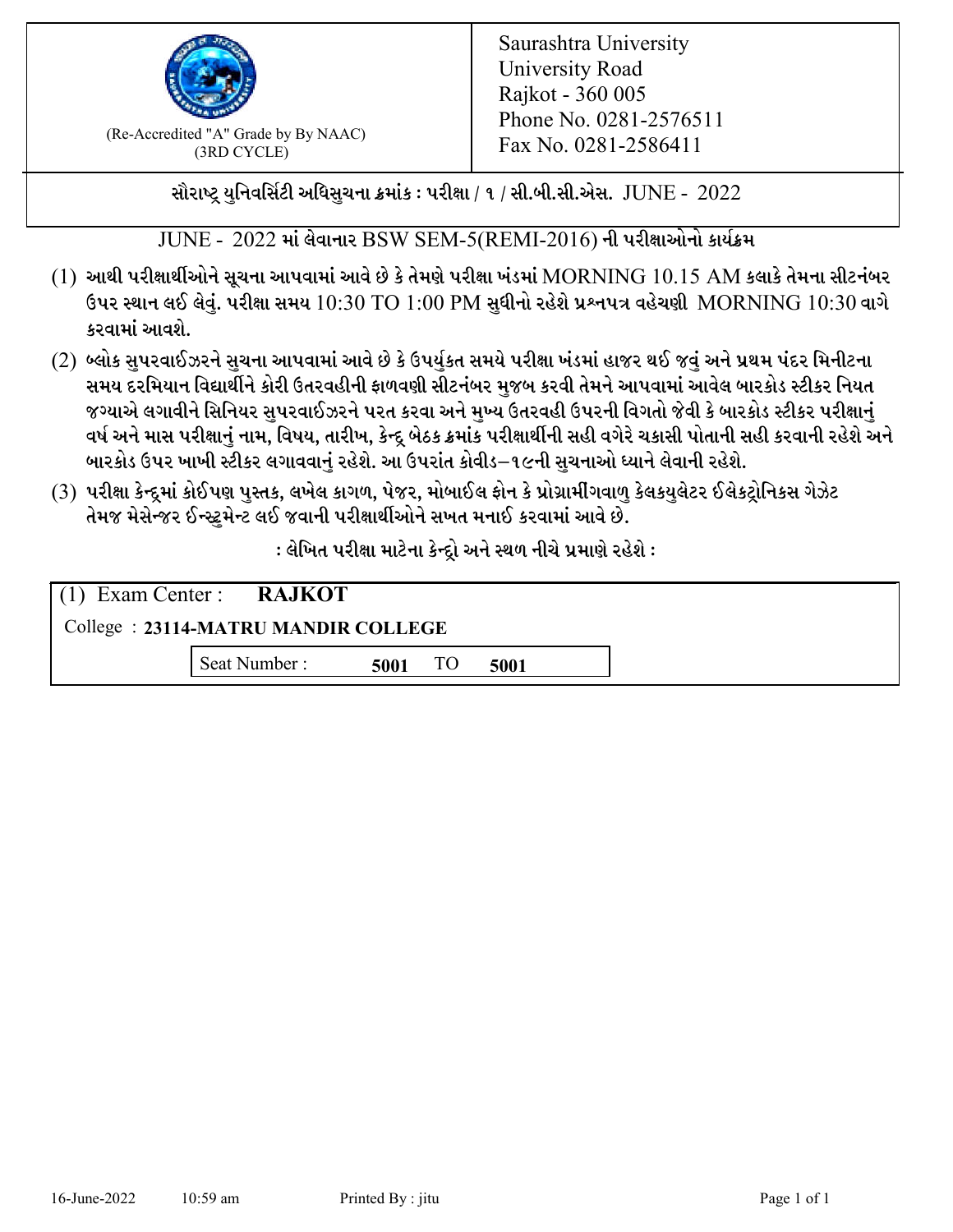(Re-Accredited "A" Grade by By NAAC)
(3RD CYCLE)

Saurashtra University
University Road
Rajkot - 360 005
Phone No. 0281-2576511
Fax No. 0281-2586411

**સૌરાષ્ટ્ર યુનિવર્સિટી અધિસુચના ક્રમાંક : પરીક્ષા / ૧ / સી.બી.સી.એસ. JUNE - 2022**

JUNE - 2022 માં લેવાનાર BSW SEM-5(REMI-2016) ની પરીક્ષાઓનો કાર્યક્રમ

(1) **આથી પરીક્ષાર્થીઓને સૂચના આપવામાં આવે છે કે તેમણે પરીક્ષા ખંડમાં** MORNING 10.15 AM **કલાકે તેમના સીટનંબર ઉપર સ્થાન લઈ લેવું. પરીક્ષા સમય** 10:30 TO 1:00 PM **સુધીનો રહેશે પ્રશ્નપત્ર વહેચણી** MORNING 10:30 **વાગે કરવામાં આવશે.**

(2) **બ્લોક સુપરવાઈઝરને સુચના આપવામાં આવે છે કે ઉપર્યુકત સમયે પરીક્ષા ખંડમાં હાજર થઈ જવું અને પ્રથમ પંદર મિનીટના સમય દરમિયાન વિદ્યાર્થીને કોરી ઉતરવહીની ફાળવણી સીટનંબર મુજબ કરવી તેમને આપવામાં આવેલ બારકોડ સ્ટીકર નિયત જગ્યાએ લગાવીને સિનિયર સુપરવાઈઝરને પરત કરવા અને મુખ્ય ઉતરવહી ઉપરની વિગતો જેવી કે બારકોડ સ્ટીકર પરીક્ષાનું વર્ષ અને માસ પરીક્ષાનું નામ, વિષય, તારીખ, કેન્દ્ર બેઠક ક્રમાંક પરીક્ષાર્થીની સહી વગેરે ચકાસી પોતાની સહી કરવાની રહેશે અને બારકોડ ઉપર ખાખી સ્ટીકર લગાવવાનું રહેશે. આ ઉપરાંત કોવીડ–૧૯ની સુચનાઓ ધ્યાને લેવાની રહેશે.**

(3) **પરીક્ષા કેન્દ્રમાં કોઈપણ પુસ્તક, લખેલ કાગળ, પેજર, મોબાઈલ ફોન કે પ્રોગ્રામીંગવાળુ કેલકયુલેટર ઈલેકટ્રોનિકસ ગેઝેટ તેમજ મેસેન્જર ઈન્સ્ટ્રુમેન્ટ લઈ જવાની પરીક્ષાર્થીઓને સખત મનાઈ કરવામાં આવે છે.**

**: લેખિત પરીક્ષા માટેના કેન્દ્રો અને સ્થળ નીચે પ્રમાણે રહેશે :**

(1) Exam Center : **RAJKOT**

College : **23114-MATRU MANDIR COLLEGE**

Seat Number : **5001** TO **5001**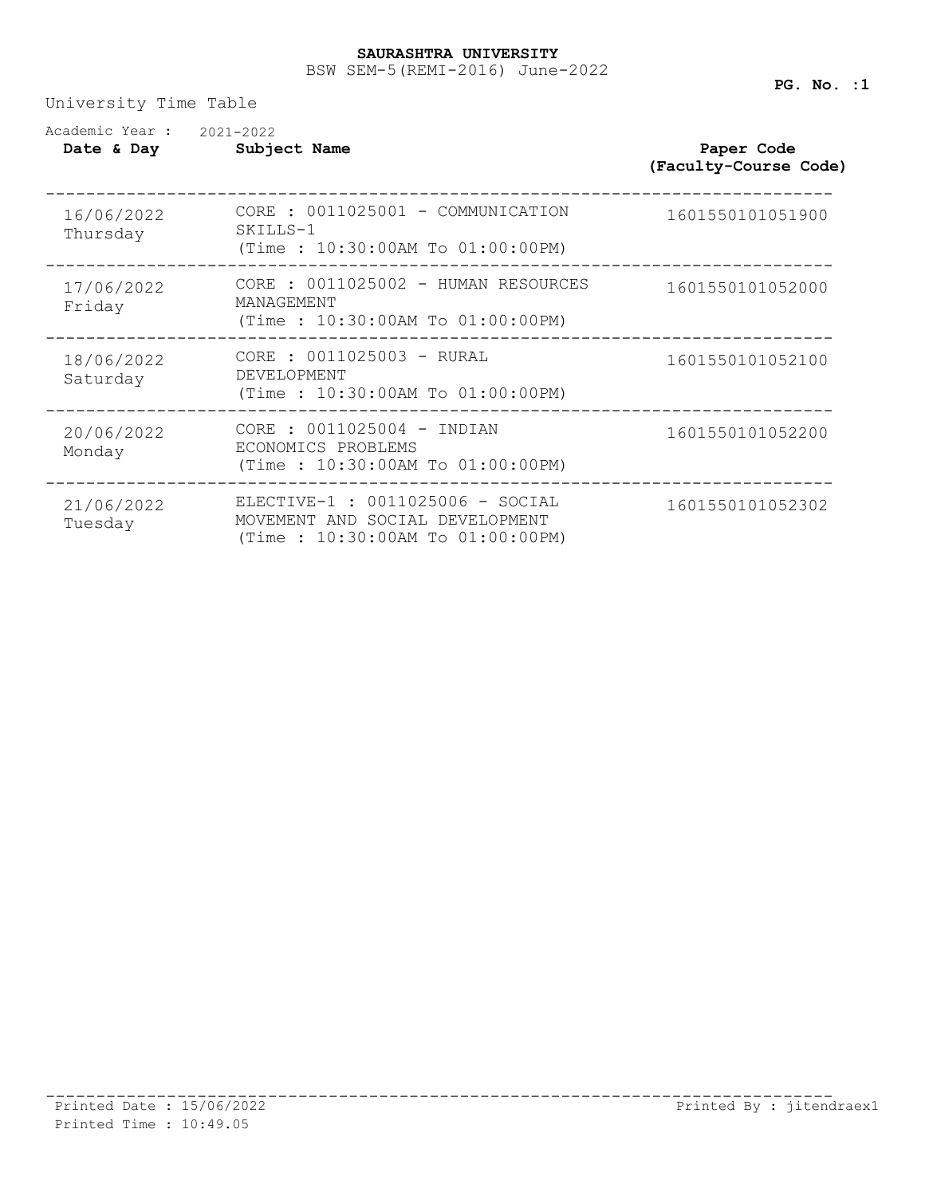**SAURASHTRA UNIVERSITY**

BSW SEM-5(REMI-2016) June-2022

University Time Table

Academic Year : 2021-2022

| Date & Day | Subject Name | Paper Code (Faculty-Course Code) |
|---|---|---|
| 16/06/2022 Thursday | CORE : 0011025001 - COMMUNICATION SKILLS-1 (Time : 10:30:00AM To 01:00:00PM) | 1601550101051900 |
| 17/06/2022 Friday | CORE : 0011025002 - HUMAN RESOURCES MANAGEMENT (Time : 10:30:00AM To 01:00:00PM) | 1601550101052000 |
| 18/06/2022 Saturday | CORE : 0011025003 - RURAL DEVELOPMENT (Time : 10:30:00AM To 01:00:00PM) | 1601550101052100 |
| 20/06/2022 Monday | CORE : 0011025004 - INDIAN ECONOMICS PROBLEMS (Time : 10:30:00AM To 01:00:00PM) | 1601550101052200 |
| 21/06/2022 Tuesday | ELECTIVE-1 : 0011025006 - SOCIAL MOVEMENT AND SOCIAL DEVELOPMENT (Time : 10:30:00AM To 01:00:00PM) | 1601550101052302 |

Printed Date : 15/06/2022
Printed Time : 10:49.05

Printed By : jitendraex1